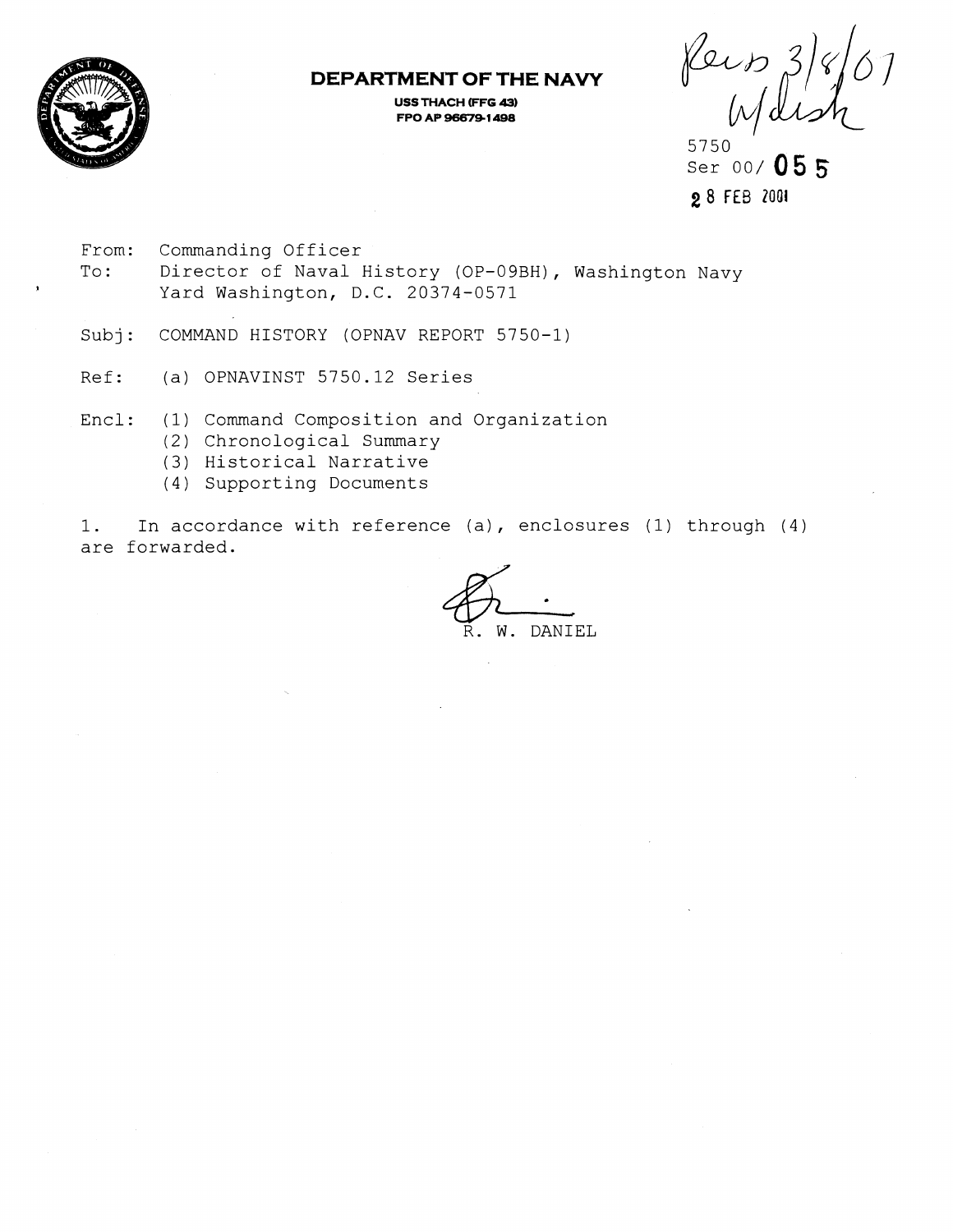**DEPARTMENT OF THE NAVY**

**USS THACH (FFG 43)**
**FPO AP 96679-1498**

Recv 3/8/01
W/dish

5750
Ser 00/ **055**
**28 FEB 2001**

From: Commanding Officer
To: Director of Naval History (OP-09BH), Washington Navy Yard Washington, D.C. 20374-0571

Subj: COMMAND HISTORY (OPNAV REPORT 5750-1)

Ref: (a) OPNAVINST 5750.12 Series

Encl: (1) Command Composition and Organization
(2) Chronological Summary
(3) Historical Narrative
(4) Supporting Documents

1. In accordance with reference (a), enclosures (1) through (4) are forwarded.

R. W. DANIEL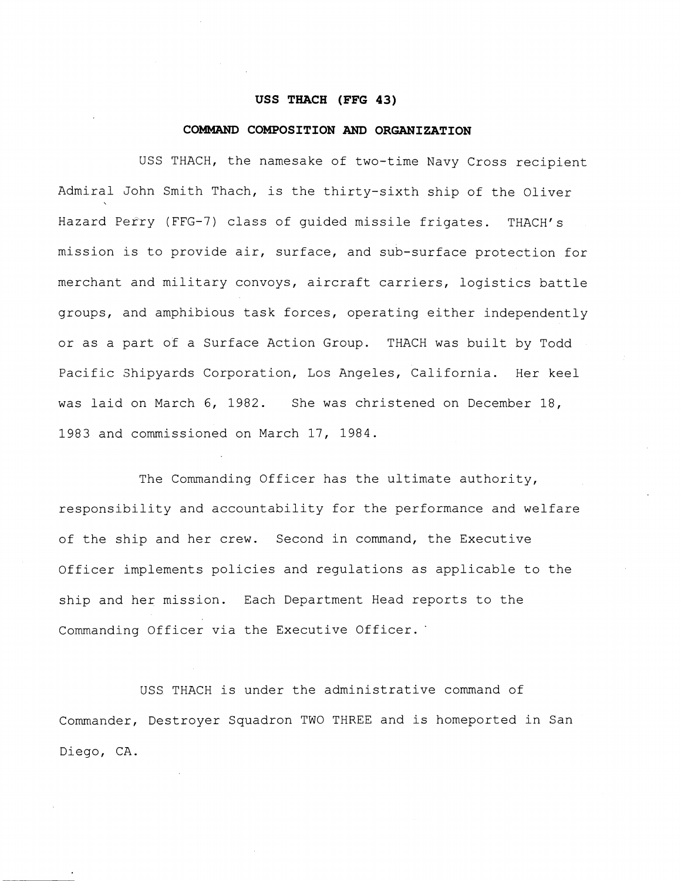# USS THACH (FFG 43)

## COMMAND COMPOSITION AND ORGANIZATION

USS THACH, the namesake of two-time Navy Cross recipient Admiral John Smith Thach, is the thirty-sixth ship of the Oliver Hazard Perry (FFG-7) class of guided missile frigates. THACH's mission is to provide air, surface, and sub-surface protection for merchant and military convoys, aircraft carriers, logistics battle groups, and amphibious task forces, operating either independently or as a part of a Surface Action Group. THACH was built by Todd Pacific Shipyards Corporation, Los Angeles, California. Her keel was laid on March 6, 1982. She was christened on December 18, 1983 and commissioned on March 17, 1984.

The Commanding Officer has the ultimate authority, responsibility and accountability for the performance and welfare of the ship and her crew. Second in command, the Executive Officer implements policies and regulations as applicable to the ship and her mission. Each Department Head reports to the Commanding Officer via the Executive Officer.

USS THACH is under the administrative command of Commander, Destroyer Squadron TWO THREE and is homeported in San Diego, CA.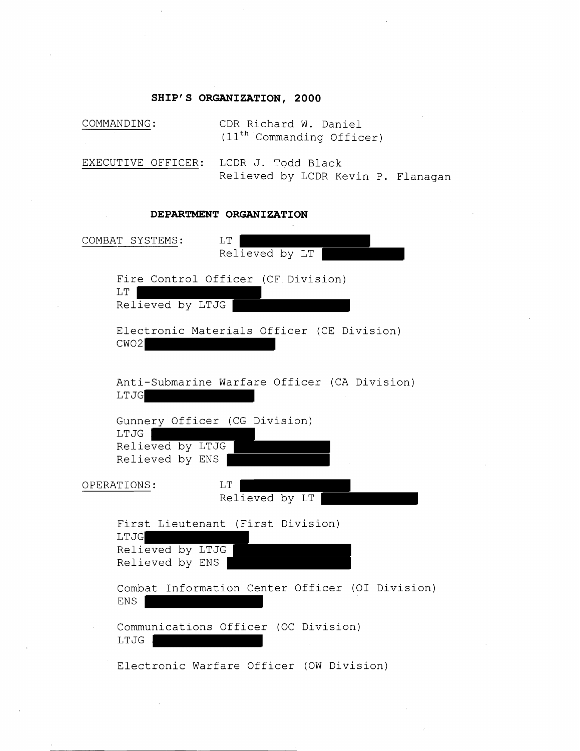## SHIP'S ORGANIZATION, 2000

COMMANDING: CDR Richard W. Daniel
(11th Commanding Officer)

EXECUTIVE OFFICER: LCDR J. Todd Black
Relieved by LCDR Kevin P. Flanagan

### DEPARTMENT ORGANIZATION

COMBAT SYSTEMS: LT
Relieved by LT

Fire Control Officer (CF Division)
LT
Relieved by LTJG

Electronic Materials Officer (CE Division)
CWO2

Anti-Submarine Warfare Officer (CA Division)
LTJG

Gunnery Officer (CG Division)
LTJG
Relieved by LTJG
Relieved by ENS

OPERATIONS: LT
Relieved by LT

First Lieutenant (First Division)
LTJG
Relieved by LTJG
Relieved by ENS

Combat Information Center Officer (OI Division)
ENS

Communications Officer (OC Division)
LTJG

Electronic Warfare Officer (OW Division)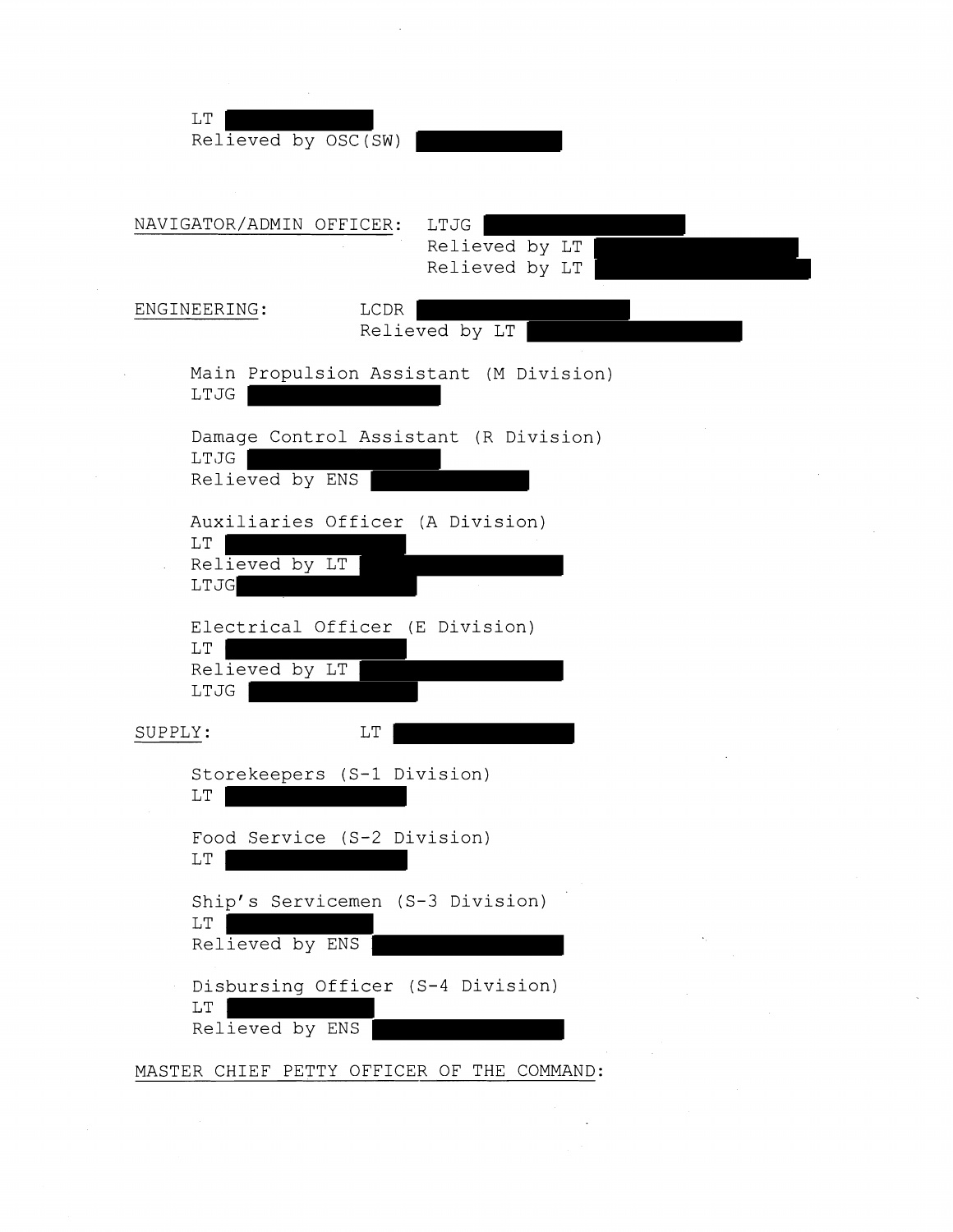LT [REDACTED]
Relieved by OSC(SW) [REDACTED]

<u>NAVIGATOR/ADMIN OFFICER</u>: LTJG [REDACTED]
Relieved by LT [REDACTED]
Relieved by LT [REDACTED]

<u>ENGINEERING</u>: LCDR [REDACTED]
Relieved by LT [REDACTED]

Main Propulsion Assistant (M Division)
LTJG [REDACTED]

Damage Control Assistant (R Division)
LTJG [REDACTED]
Relieved by ENS [REDACTED]

Auxiliaries Officer (A Division)
LT [REDACTED]
Relieved by LT [REDACTED]
LTJG [REDACTED]

Electrical Officer (E Division)
LT [REDACTED]
Relieved by LT [REDACTED]
LTJG [REDACTED]

<u>SUPPLY</u>: LT [REDACTED]

Storekeepers (S-1 Division)
LT [REDACTED]

Food Service (S-2 Division)
LT [REDACTED]

Ship's Servicemen (S-3 Division)
LT [REDACTED]
Relieved by ENS [REDACTED]

Disbursing Officer (S-4 Division)
LT [REDACTED]
Relieved by ENS [REDACTED]

<u>MASTER CHIEF PETTY OFFICER OF THE COMMAND</u>: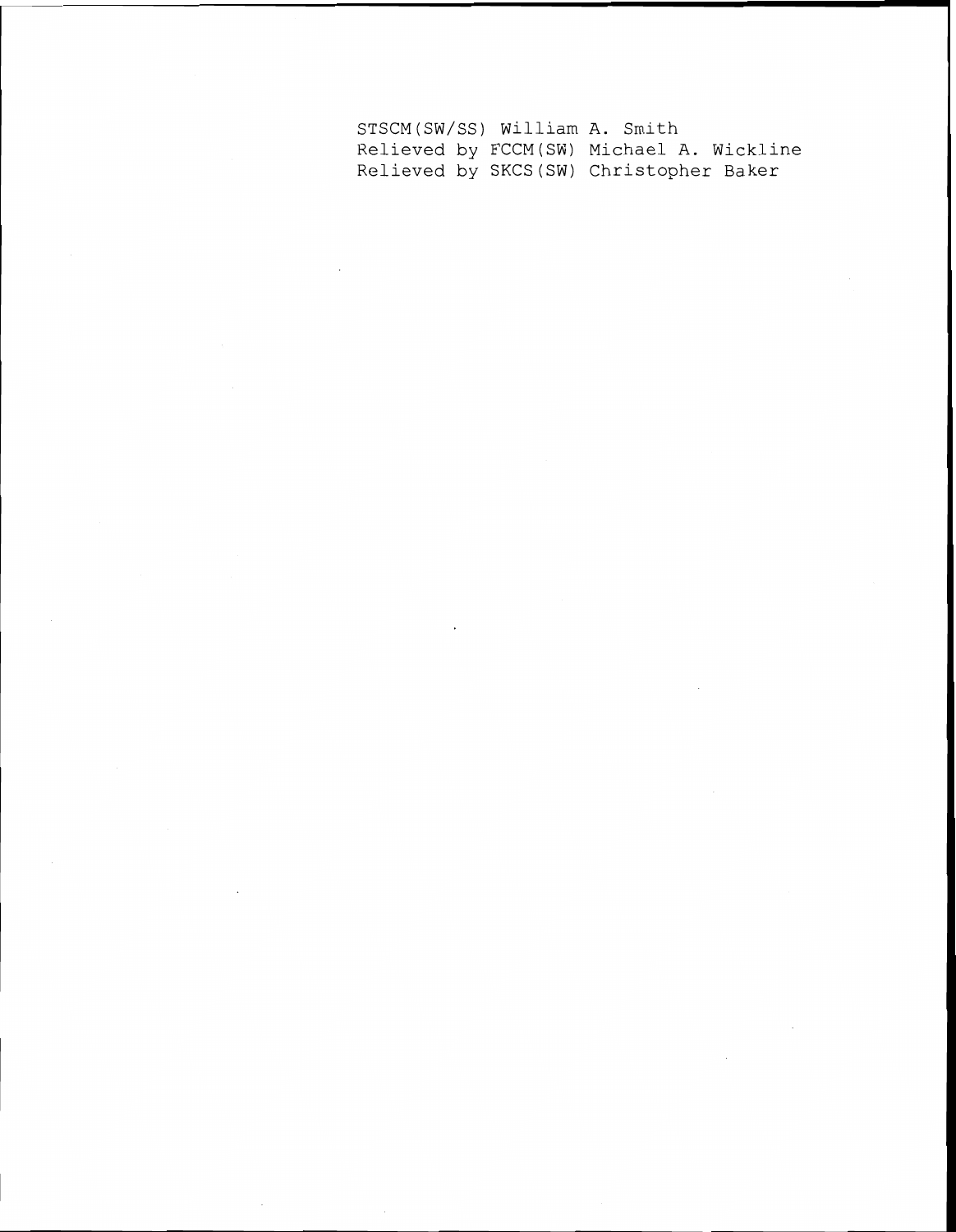STSCM(SW/SS) William A. Smith
Relieved by FCCM(SW) Michael A. Wickline
Relieved by SKCS(SW) Christopher Baker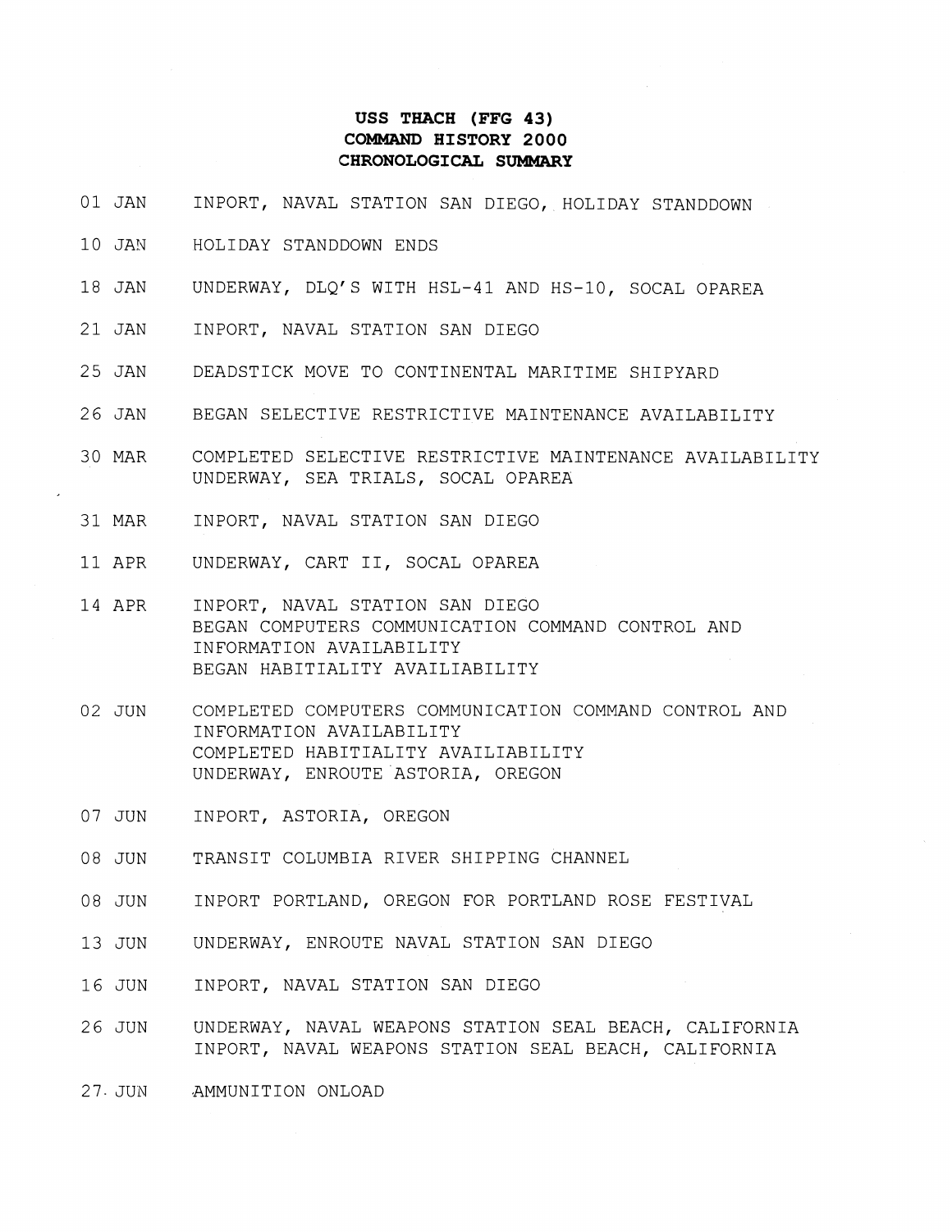# USS THACH (FFG 43)
# COMMAND HISTORY 2000
# CHRONOLOGICAL SUMMARY

| | |
|---|---|
| 01 JAN | INPORT, NAVAL STATION SAN DIEGO, HOLIDAY STANDDOWN |
| 10 JAN | HOLIDAY STANDDOWN ENDS |
| 18 JAN | UNDERWAY, DLQ'S WITH HSL-41 AND HS-10, SOCAL OPAREA |
| 21 JAN | INPORT, NAVAL STATION SAN DIEGO |
| 25 JAN | DEADSTICK MOVE TO CONTINENTAL MARITIME SHIPYARD |
| 26 JAN | BEGAN SELECTIVE RESTRICTIVE MAINTENANCE AVAILABILITY |
| 30 MAR | COMPLETED SELECTIVE RESTRICTIVE MAINTENANCE AVAILABILITY<br>UNDERWAY, SEA TRIALS, SOCAL OPAREA |
| 31 MAR | INPORT, NAVAL STATION SAN DIEGO |
| 11 APR | UNDERWAY, CART II, SOCAL OPAREA |
| 14 APR | INPORT, NAVAL STATION SAN DIEGO<br>BEGAN COMPUTERS COMMUNICATION COMMAND CONTROL AND INFORMATION AVAILABILITY<br>BEGAN HABITIALITY AVAILIABILITY |
| 02 JUN | COMPLETED COMPUTERS COMMUNICATION COMMAND CONTROL AND INFORMATION AVAILABILITY<br>COMPLETED HABITIALITY AVAILIABILITY<br>UNDERWAY, ENROUTE ASTORIA, OREGON |
| 07 JUN | INPORT, ASTORIA, OREGON |
| 08 JUN | TRANSIT COLUMBIA RIVER SHIPPING CHANNEL |
| 08 JUN | INPORT PORTLAND, OREGON FOR PORTLAND ROSE FESTIVAL |
| 13 JUN | UNDERWAY, ENROUTE NAVAL STATION SAN DIEGO |
| 16 JUN | INPORT, NAVAL STATION SAN DIEGO |
| 26 JUN | UNDERWAY, NAVAL WEAPONS STATION SEAL BEACH, CALIFORNIA<br>INPORT, NAVAL WEAPONS STATION SEAL BEACH, CALIFORNIA |
| 27 JUN | AMMUNITION ONLOAD |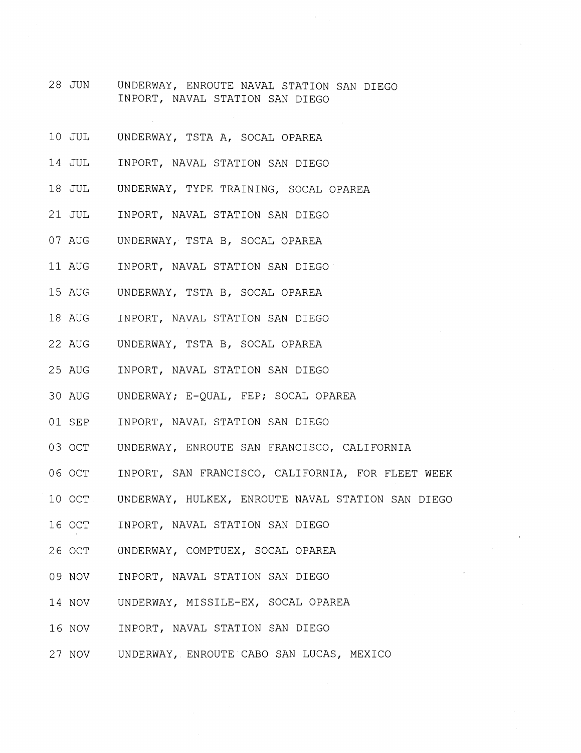| | |
|---|---|
| 28 JUN | UNDERWAY, ENROUTE NAVAL STATION SAN DIEGO<br>INPORT, NAVAL STATION SAN DIEGO |
| 10 JUL | UNDERWAY, TSTA A, SOCAL OPAREA |
| 14 JUL | INPORT, NAVAL STATION SAN DIEGO |
| 18 JUL | UNDERWAY, TYPE TRAINING, SOCAL OPAREA |
| 21 JUL | INPORT, NAVAL STATION SAN DIEGO |
| 07 AUG | UNDERWAY, TSTA B, SOCAL OPAREA |
| 11 AUG | INPORT, NAVAL STATION SAN DIEGO |
| 15 AUG | UNDERWAY, TSTA B, SOCAL OPAREA |
| 18 AUG | INPORT, NAVAL STATION SAN DIEGO |
| 22 AUG | UNDERWAY, TSTA B, SOCAL OPAREA |
| 25 AUG | INPORT, NAVAL STATION SAN DIEGO |
| 30 AUG | UNDERWAY; E-QUAL, FEP; SOCAL OPAREA |
| 01 SEP | INPORT, NAVAL STATION SAN DIEGO |
| 03 OCT | UNDERWAY, ENROUTE SAN FRANCISCO, CALIFORNIA |
| 06 OCT | INPORT, SAN FRANCISCO, CALIFORNIA, FOR FLEET WEEK |
| 10 OCT | UNDERWAY, HULKEX, ENROUTE NAVAL STATION SAN DIEGO |
| 16 OCT | INPORT, NAVAL STATION SAN DIEGO |
| 26 OCT | UNDERWAY, COMPTUEX, SOCAL OPAREA |
| 09 NOV | INPORT, NAVAL STATION SAN DIEGO |
| 14 NOV | UNDERWAY, MISSILE-EX, SOCAL OPAREA |
| 16 NOV | INPORT, NAVAL STATION SAN DIEGO |
| 27 NOV | UNDERWAY, ENROUTE CABO SAN LUCAS, MEXICO |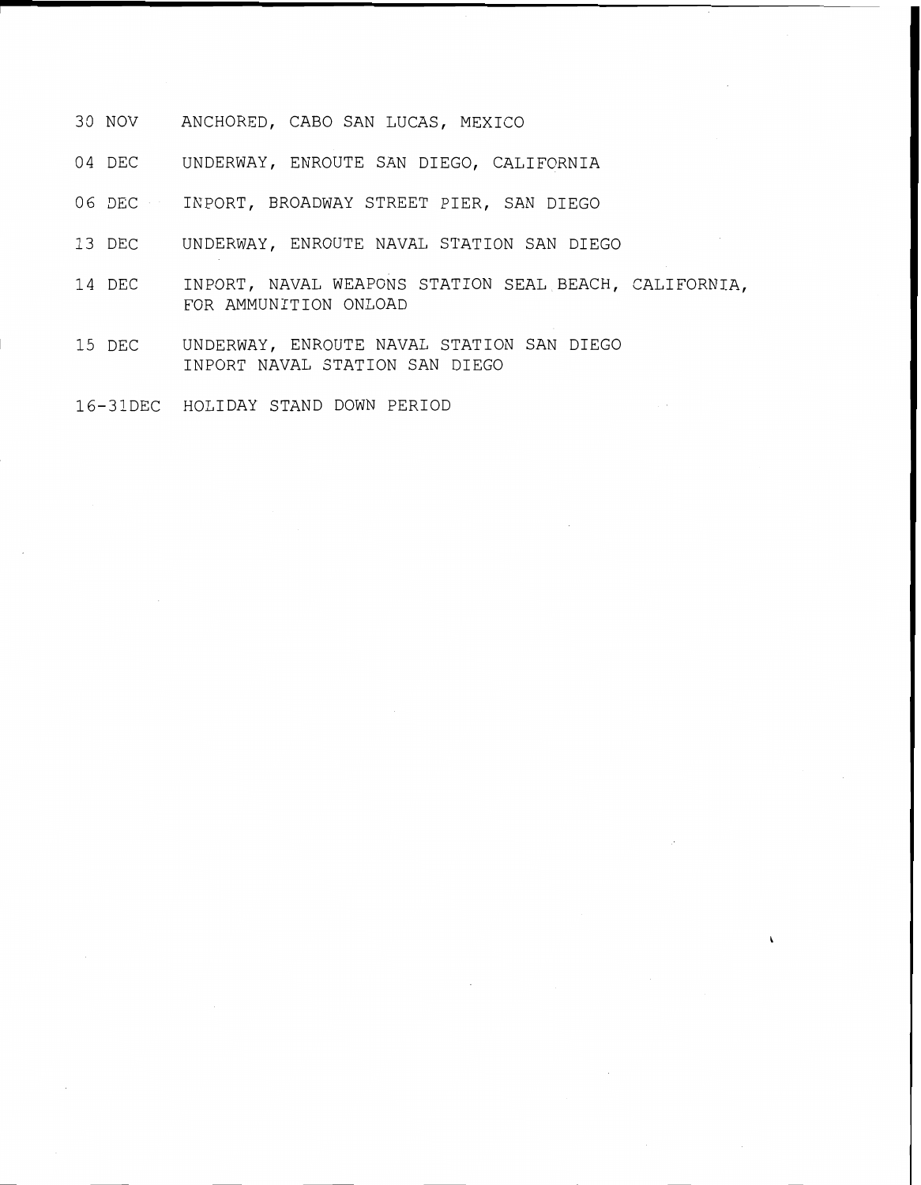| | |
|---|---|
| 30 NOV | ANCHORED, CABO SAN LUCAS, MEXICO |
| 04 DEC | UNDERWAY, ENROUTE SAN DIEGO, CALIFORNIA |
| 06 DEC | INPORT, BROADWAY STREET PIER, SAN DIEGO |
| 13 DEC | UNDERWAY, ENROUTE NAVAL STATION SAN DIEGO |
| 14 DEC | INPORT, NAVAL WEAPONS STATION SEAL BEACH, CALIFORNIA, FOR AMMUNITION ONLOAD |
| 15 DEC | UNDERWAY, ENROUTE NAVAL STATION SAN DIEGO<br>INPORT NAVAL STATION SAN DIEGO |
| 16-31DEC | HOLIDAY STAND DOWN PERIOD |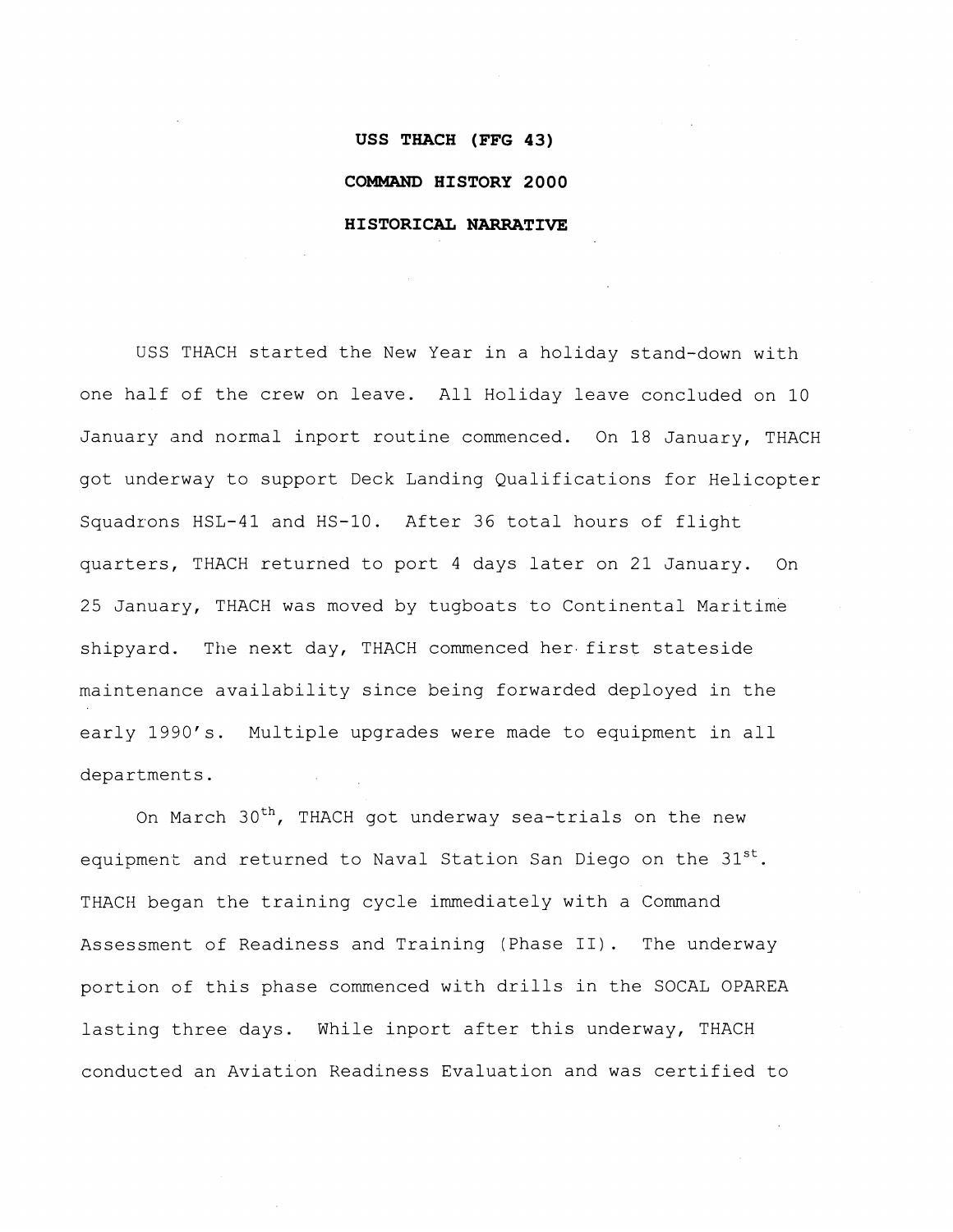**USS THACH (FFG 43)**

**COMMAND HISTORY 2000**

**HISTORICAL NARRATIVE**

USS THACH started the New Year in a holiday stand-down with one half of the crew on leave. All Holiday leave concluded on 10 January and normal inport routine commenced. On 18 January, THACH got underway to support Deck Landing Qualifications for Helicopter Squadrons HSL-41 and HS-10. After 36 total hours of flight quarters, THACH returned to port 4 days later on 21 January. On 25 January, THACH was moved by tugboats to Continental Maritime shipyard. The next day, THACH commenced her first stateside maintenance availability since being forwarded deployed in the early 1990's. Multiple upgrades were made to equipment in all departments.

On March 30th, THACH got underway sea-trials on the new equipment and returned to Naval Station San Diego on the 31st. THACH began the training cycle immediately with a Command Assessment of Readiness and Training (Phase II). The underway portion of this phase commenced with drills in the SOCAL OPAREA lasting three days. While inport after this underway, THACH conducted an Aviation Readiness Evaluation and was certified to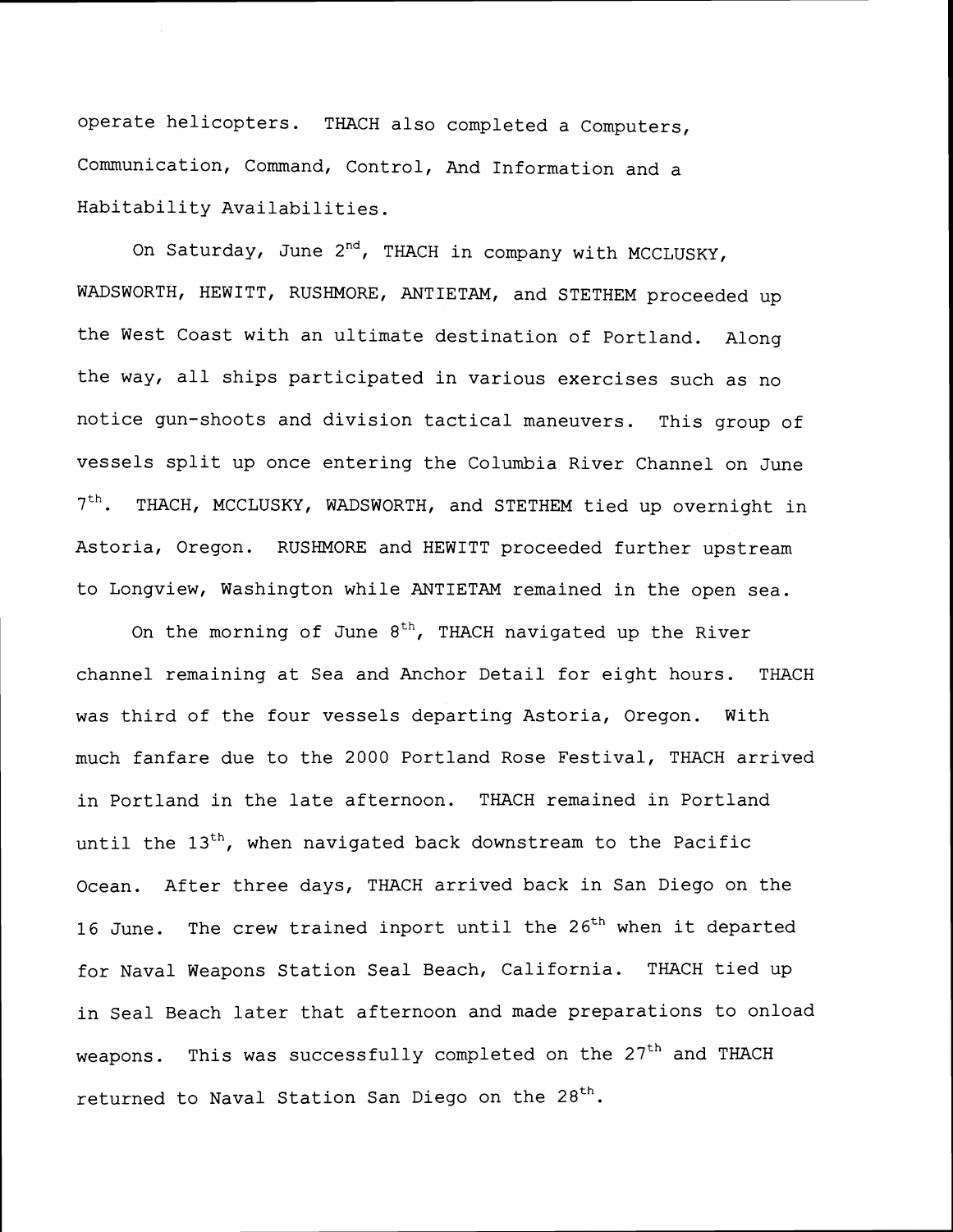operate helicopters. THACH also completed a Computers, Communication, Command, Control, And Information and a Habitability Availabilities.

On Saturday, June 2nd, THACH in company with MCCLUSKY, WADSWORTH, HEWITT, RUSHMORE, ANTIETAM, and STETHEM proceeded up the West Coast with an ultimate destination of Portland. Along the way, all ships participated in various exercises such as no notice gun-shoots and division tactical maneuvers. This group of vessels split up once entering the Columbia River Channel on June 7th. THACH, MCCLUSKY, WADSWORTH, and STETHEM tied up overnight in Astoria, Oregon. RUSHMORE and HEWITT proceeded further upstream to Longview, Washington while ANTIETAM remained in the open sea.

On the morning of June 8th, THACH navigated up the River channel remaining at Sea and Anchor Detail for eight hours. THACH was third of the four vessels departing Astoria, Oregon. With much fanfare due to the 2000 Portland Rose Festival, THACH arrived in Portland in the late afternoon. THACH remained in Portland until the 13th, when navigated back downstream to the Pacific Ocean. After three days, THACH arrived back in San Diego on the 16 June. The crew trained inport until the 26th when it departed for Naval Weapons Station Seal Beach, California. THACH tied up in Seal Beach later that afternoon and made preparations to onload weapons. This was successfully completed on the 27th and THACH returned to Naval Station San Diego on the 28th.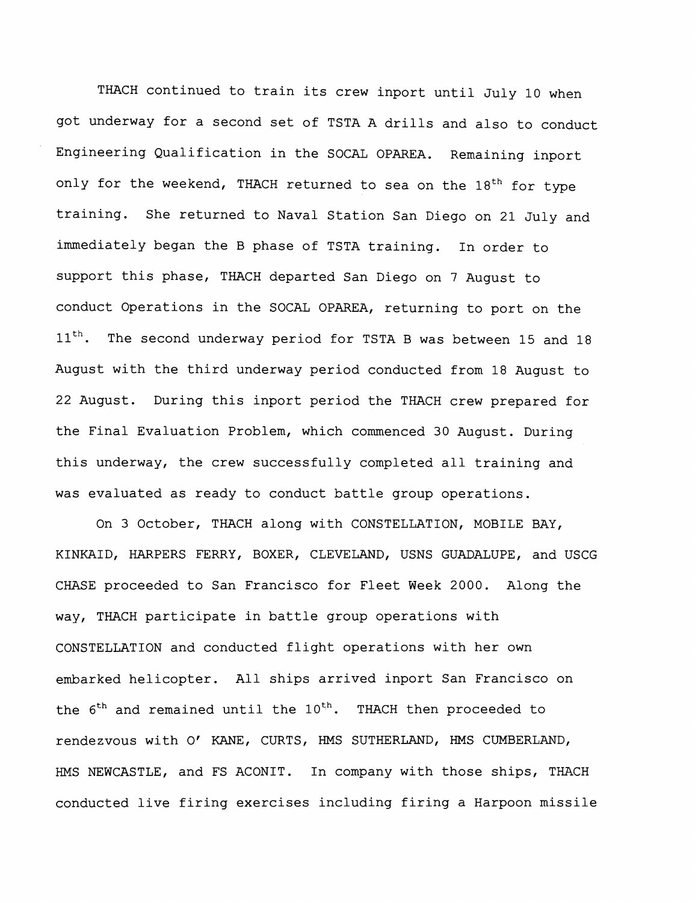THACH continued to train its crew inport until July 10 when got underway for a second set of TSTA A drills and also to conduct Engineering Qualification in the SOCAL OPAREA. Remaining inport only for the weekend, THACH returned to sea on the 18th for type training. She returned to Naval Station San Diego on 21 July and immediately began the B phase of TSTA training. In order to support this phase, THACH departed San Diego on 7 August to conduct Operations in the SOCAL OPAREA, returning to port on the 11th. The second underway period for TSTA B was between 15 and 18 August with the third underway period conducted from 18 August to 22 August. During this inport period the THACH crew prepared for the Final Evaluation Problem, which commenced 30 August. During this underway, the crew successfully completed all training and was evaluated as ready to conduct battle group operations.

On 3 October, THACH along with CONSTELLATION, MOBILE BAY, KINKAID, HARPERS FERRY, BOXER, CLEVELAND, USNS GUADALUPE, and USCG CHASE proceeded to San Francisco for Fleet Week 2000. Along the way, THACH participate in battle group operations with CONSTELLATION and conducted flight operations with her own embarked helicopter. All ships arrived inport San Francisco on the 6th and remained until the 10th. THACH then proceeded to rendezvous with O' KANE, CURTS, HMS SUTHERLAND, HMS CUMBERLAND, HMS NEWCASTLE, and FS ACONIT. In company with those ships, THACH conducted live firing exercises including firing a Harpoon missile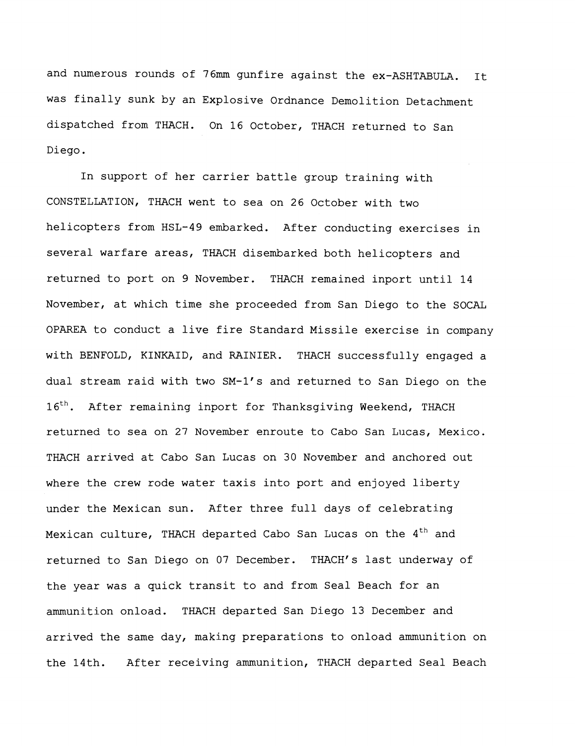and numerous rounds of 76mm gunfire against the ex-ASHTABULA. It was finally sunk by an Explosive Ordnance Demolition Detachment dispatched from THACH. On 16 October, THACH returned to San Diego.

In support of her carrier battle group training with CONSTELLATION, THACH went to sea on 26 October with two helicopters from HSL-49 embarked. After conducting exercises in several warfare areas, THACH disembarked both helicopters and returned to port on 9 November. THACH remained inport until 14 November, at which time she proceeded from San Diego to the SOCAL OPAREA to conduct a live fire Standard Missile exercise in company with BENFOLD, KINKAID, and RAINIER. THACH successfully engaged a dual stream raid with two SM-1's and returned to San Diego on the 16th. After remaining inport for Thanksgiving Weekend, THACH returned to sea on 27 November enroute to Cabo San Lucas, Mexico. THACH arrived at Cabo San Lucas on 30 November and anchored out where the crew rode water taxis into port and enjoyed liberty under the Mexican sun. After three full days of celebrating Mexican culture, THACH departed Cabo San Lucas on the 4th and returned to San Diego on 07 December. THACH's last underway of the year was a quick transit to and from Seal Beach for an ammunition onload. THACH departed San Diego 13 December and arrived the same day, making preparations to onload ammunition on the 14th. After receiving ammunition, THACH departed Seal Beach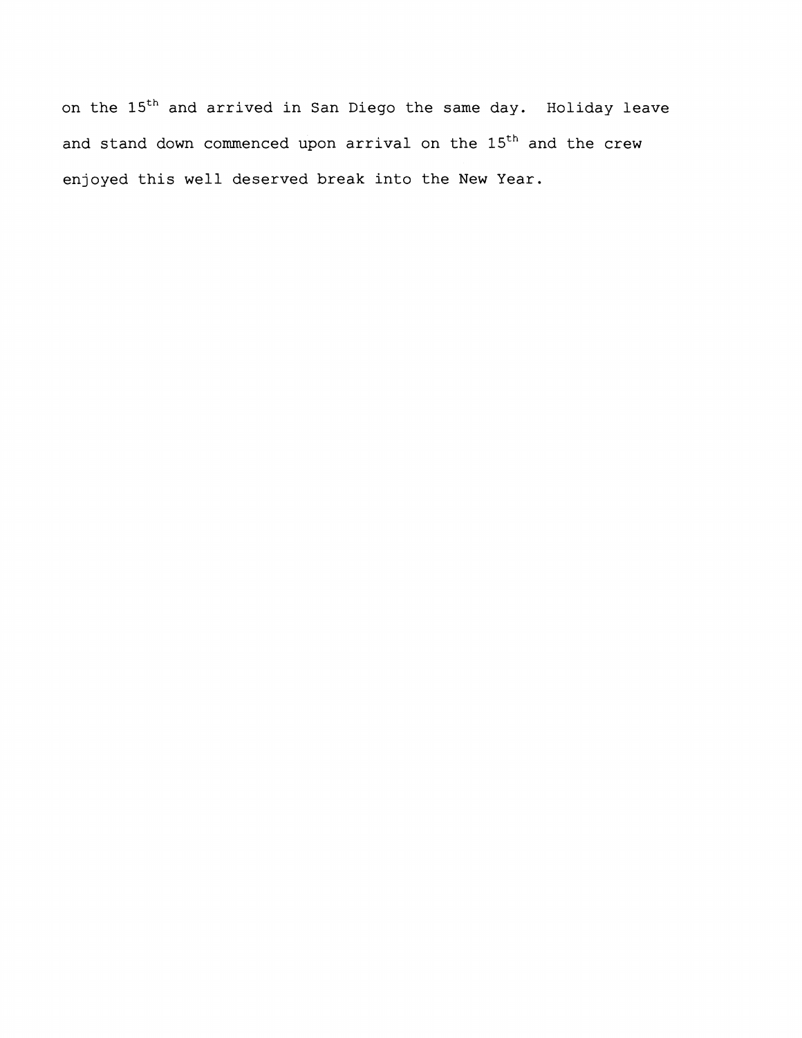on the 15th and arrived in San Diego the same day. Holiday leave and stand down commenced upon arrival on the 15th and the crew enjoyed this well deserved break into the New Year.